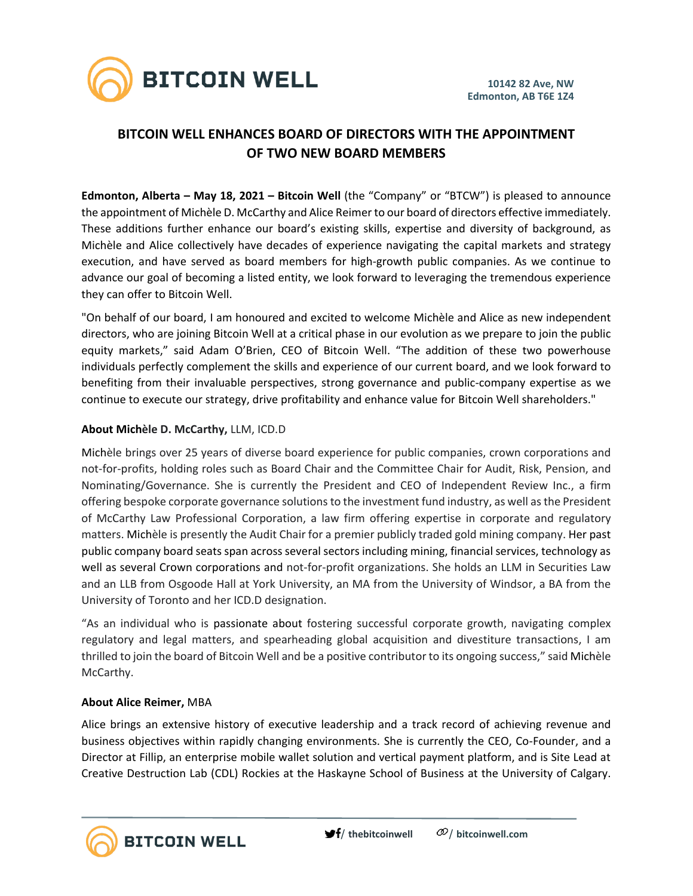10142 82 Ave, NW
Edmonton, AB T6E 1Z4

# BITCOIN WELL ENHANCES BOARD OF DIRECTORS WITH THE APPOINTMENT OF TWO NEW BOARD MEMBERS

**Edmonton, Alberta – May 18, 2021 – Bitcoin Well** (the "Company" or "BTCW") is pleased to announce the appointment of Michèle D. McCarthy and Alice Reimer to our board of directors effective immediately. These additions further enhance our board's existing skills, expertise and diversity of background, as Michèle and Alice collectively have decades of experience navigating the capital markets and strategy execution, and have served as board members for high-growth public companies. As we continue to advance our goal of becoming a listed entity, we look forward to leveraging the tremendous experience they can offer to Bitcoin Well.

"On behalf of our board, I am honoured and excited to welcome Michèle and Alice as new independent directors, who are joining Bitcoin Well at a critical phase in our evolution as we prepare to join the public equity markets," said Adam O'Brien, CEO of Bitcoin Well. "The addition of these two powerhouse individuals perfectly complement the skills and experience of our current board, and we look forward to benefiting from their invaluable perspectives, strong governance and public-company expertise as we continue to execute our strategy, drive profitability and enhance value for Bitcoin Well shareholders."

**About Michèle D. McCarthy,** LLM, ICD.D

Michèle brings over 25 years of diverse board experience for public companies, crown corporations and not-for-profits, holding roles such as Board Chair and the Committee Chair for Audit, Risk, Pension, and Nominating/Governance. She is currently the President and CEO of Independent Review Inc., a firm offering bespoke corporate governance solutions to the investment fund industry, as well as the President of McCarthy Law Professional Corporation, a law firm offering expertise in corporate and regulatory matters. Michèle is presently the Audit Chair for a premier publicly traded gold mining company. Her past public company board seats span across several sectors including mining, financial services, technology as well as several Crown corporations and not-for-profit organizations. She holds an LLM in Securities Law and an LLB from Osgoode Hall at York University, an MA from the University of Windsor, a BA from the University of Toronto and her ICD.D designation.

"As an individual who is passionate about fostering successful corporate growth, navigating complex regulatory and legal matters, and spearheading global acquisition and divestiture transactions, I am thrilled to join the board of Bitcoin Well and be a positive contributor to its ongoing success," said Michèle McCarthy.

**About Alice Reimer,** MBA

Alice brings an extensive history of executive leadership and a track record of achieving revenue and business objectives within rapidly changing environments. She is currently the CEO, Co-Founder, and a Director at Fillip, an enterprise mobile wallet solution and vertical payment platform, and is Site Lead at Creative Destruction Lab (CDL) Rockies at the Haskayne School of Business at the University of Calgary.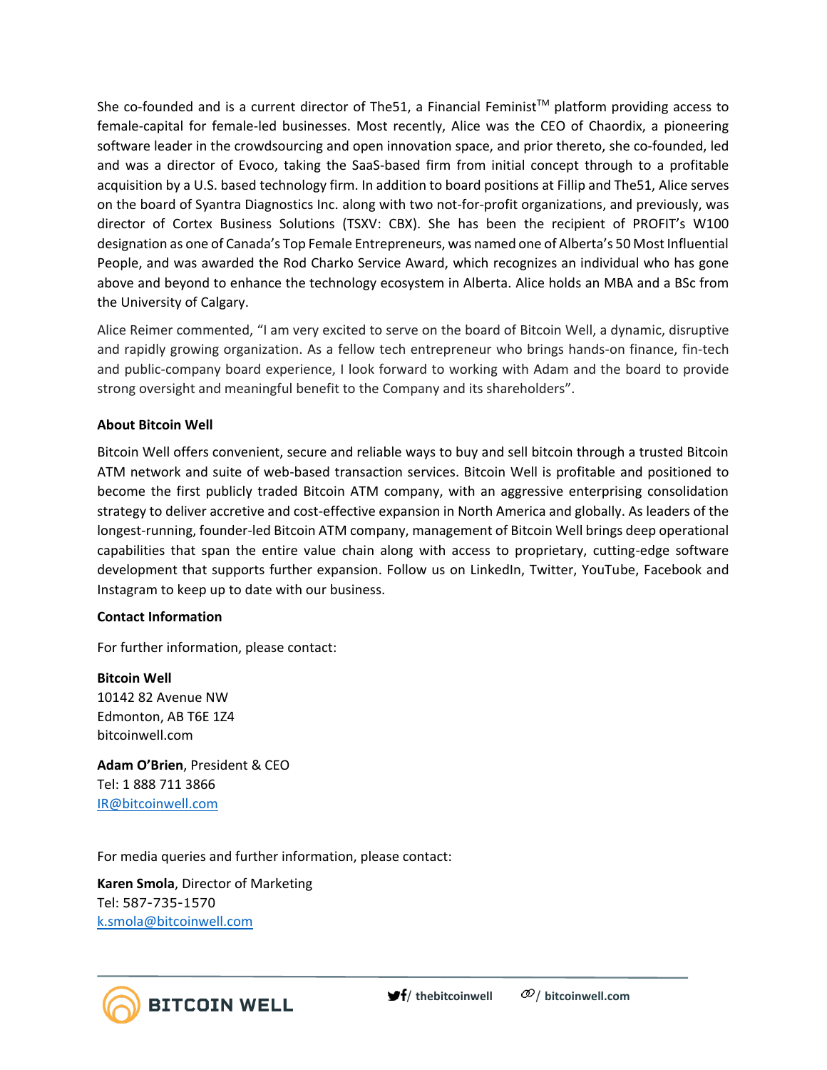She co-founded and is a current director of The51, a Financial Feminist™ platform providing access to female-capital for female-led businesses. Most recently, Alice was the CEO of Chaordix, a pioneering software leader in the crowdsourcing and open innovation space, and prior thereto, she co-founded, led and was a director of Evoco, taking the SaaS-based firm from initial concept through to a profitable acquisition by a U.S. based technology firm. In addition to board positions at Fillip and The51, Alice serves on the board of Syantra Diagnostics Inc. along with two not-for-profit organizations, and previously, was director of Cortex Business Solutions (TSXV: CBX). She has been the recipient of PROFIT's W100 designation as one of Canada's Top Female Entrepreneurs, was named one of Alberta's 50 Most Influential People, and was awarded the Rod Charko Service Award, which recognizes an individual who has gone above and beyond to enhance the technology ecosystem in Alberta. Alice holds an MBA and a BSc from the University of Calgary.

Alice Reimer commented, "I am very excited to serve on the board of Bitcoin Well, a dynamic, disruptive and rapidly growing organization. As a fellow tech entrepreneur who brings hands-on finance, fin-tech and public-company board experience, I look forward to working with Adam and the board to provide strong oversight and meaningful benefit to the Company and its shareholders".

**About Bitcoin Well**

Bitcoin Well offers convenient, secure and reliable ways to buy and sell bitcoin through a trusted Bitcoin ATM network and suite of web-based transaction services. Bitcoin Well is profitable and positioned to become the first publicly traded Bitcoin ATM company, with an aggressive enterprising consolidation strategy to deliver accretive and cost-effective expansion in North America and globally. As leaders of the longest-running, founder-led Bitcoin ATM company, management of Bitcoin Well brings deep operational capabilities that span the entire value chain along with access to proprietary, cutting-edge software development that supports further expansion. Follow us on LinkedIn, Twitter, YouTube, Facebook and Instagram to keep up to date with our business.

**Contact Information**

For further information, please contact:

**Bitcoin Well**
10142 82 Avenue NW
Edmonton, AB T6E 1Z4
bitcoinwell.com

**Adam O'Brien**, President & CEO
Tel: 1 888 711 3866
IR@bitcoinwell.com

For media queries and further information, please contact:

**Karen Smola**, Director of Marketing
Tel: 587-735-1570
k.smola@bitcoinwell.com